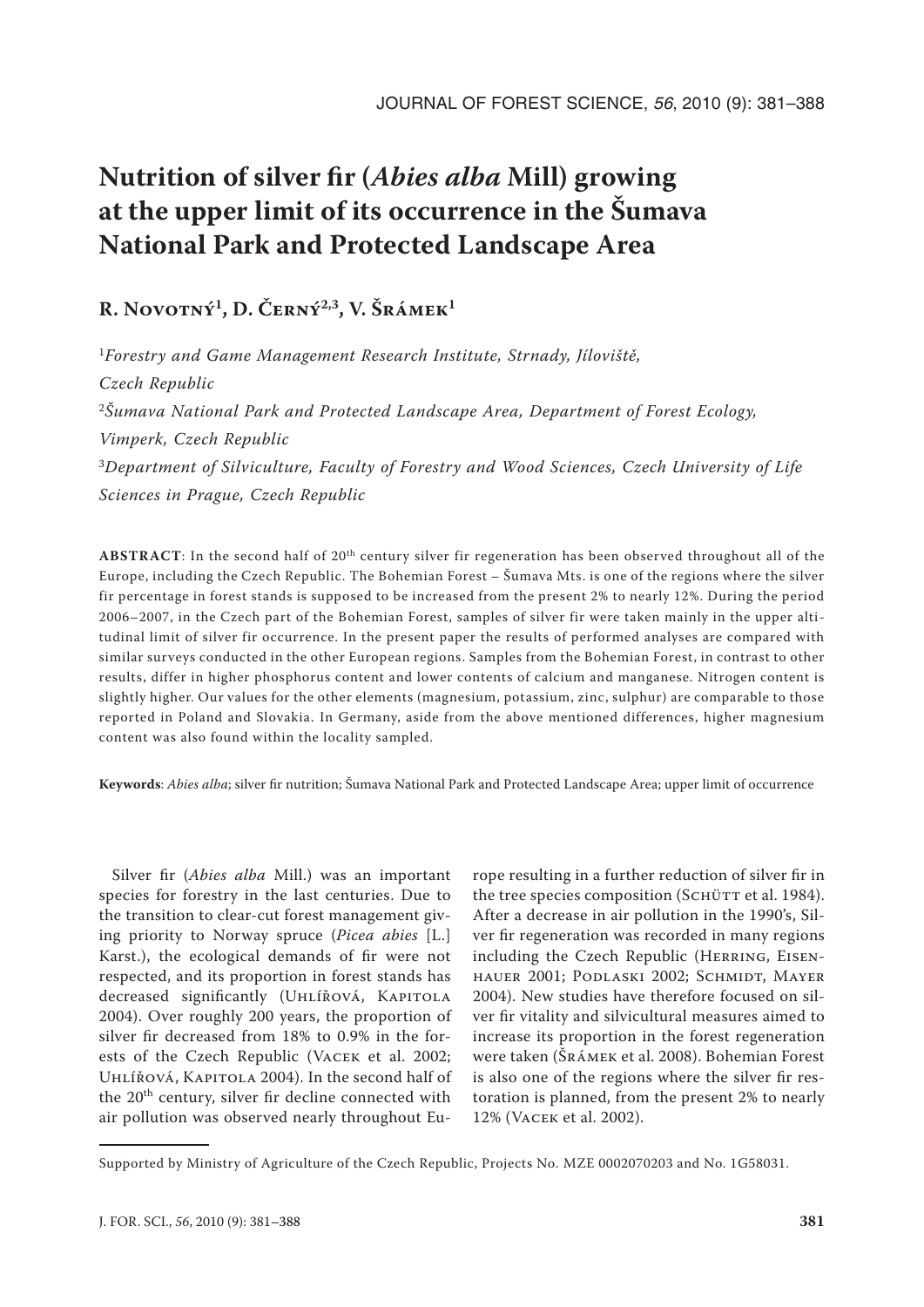# Nutrition of silver fir (*Abies alba* Mill) growing at the upper limit of its occurrence in the Šumava National Park and Protected Landscape Area

**R. Novotný[1], D. Černý[2,3], V. Šrámek[1]**

[1]*Forestry and Game Management Research Institute, Strnady, Jíloviště, Czech Republic*

[2]*Šumava National Park and Protected Landscape Area, Department of Forest Ecology, Vimperk, Czech Republic*

[3]*Department of Silviculture, Faculty of Forestry and Wood Sciences, Czech University of Life Sciences in Prague, Czech Republic*

**ABSTRACT**: In the second half of 20th century silver fir regeneration has been observed throughout all of the Europe, including the Czech Republic. The Bohemian Forest – Šumava Mts. is one of the regions where the silver fir percentage in forest stands is supposed to be increased from the present 2% to nearly 12%. During the period 2006–2007, in the Czech part of the Bohemian Forest, samples of silver fir were taken mainly in the upper altitudinal limit of silver fir occurrence. In the present paper the results of performed analyses are compared with similar surveys conducted in the other European regions. Samples from the Bohemian Forest, in contrast to other results, differ in higher phosphorus content and lower contents of calcium and manganese. Nitrogen content is slightly higher. Our values for the other elements (magnesium, potassium, zinc, sulphur) are comparable to those reported in Poland and Slovakia. In Germany, aside from the above mentioned differences, higher magnesium content was also found within the locality sampled.

**Keywords**: *Abies alba*; silver fir nutrition; Šumava National Park and Protected Landscape Area; upper limit of occurrence

Silver fir (*Abies alba* Mill.) was an important species for forestry in the last centuries. Due to the transition to clear-cut forest management giving priority to Norway spruce (*Picea abies* [L.] Karst.), the ecological demands of fir were not respected, and its proportion in forest stands has decreased significantly (Uhlířová, Kapitola 2004). Over roughly 200 years, the proportion of silver fir decreased from 18% to 0.9% in the forests of the Czech Republic (Vacek et al. 2002; Uhlířová, Kapitola 2004). In the second half of the 20th century, silver fir decline connected with air pollution was observed nearly throughout Europe resulting in a further reduction of silver fir in the tree species composition (Schütt et al. 1984). After a decrease in air pollution in the 1990's, Silver fir regeneration was recorded in many regions including the Czech Republic (Herring, Eisenhauer 2001; Podlaski 2002; Schmidt, Mayer 2004). New studies have therefore focused on silver fir vitality and silvicultural measures aimed to increase its proportion in the forest regeneration were taken (Šrámek et al. 2008). Bohemian Forest is also one of the regions where the silver fir restoration is planned, from the present 2% to nearly 12% (Vacek et al. 2002).

Supported by Ministry of Agriculture of the Czech Republic, Projects No. MZE 0002070203 and No. 1G58031.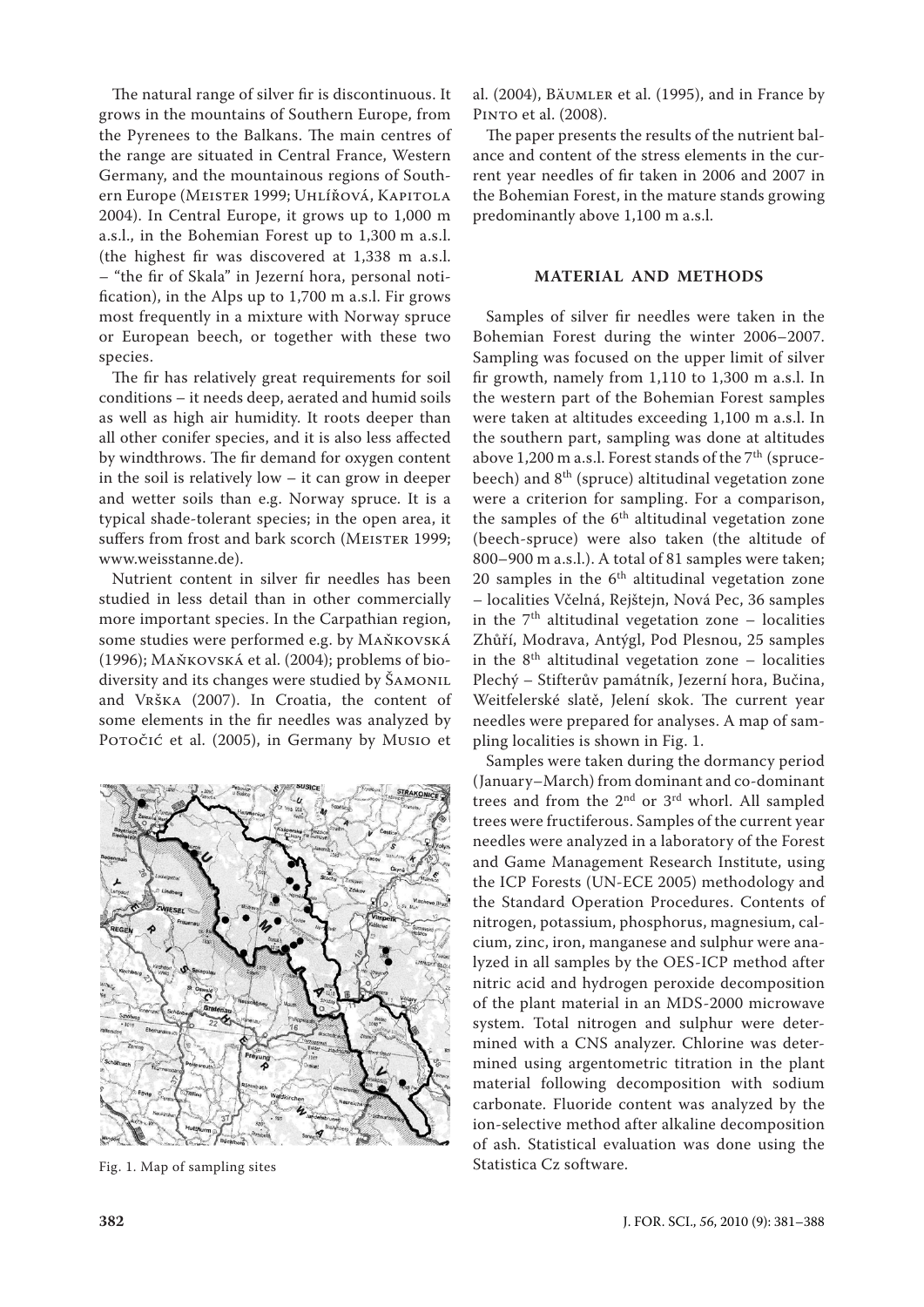The natural range of silver fir is discontinuous. It grows in the mountains of Southern Europe, from the Pyrenees to the Balkans. The main centres of the range are situated in Central France, Western Germany, and the mountainous regions of Southern Europe (Meister 1999; Uhlířová, Kapitola 2004). In Central Europe, it grows up to 1,000 m a.s.l., in the Bohemian Forest up to 1,300 m a.s.l. (the highest fir was discovered at 1,338 m a.s.l. – "the fir of Skala" in Jezerní hora, personal notification), in the Alps up to 1,700 m a.s.l. Fir grows most frequently in a mixture with Norway spruce or European beech, or together with these two species.

The fir has relatively great requirements for soil conditions – it needs deep, aerated and humid soils as well as high air humidity. It roots deeper than all other conifer species, and it is also less affected by windthrows. The fir demand for oxygen content in the soil is relatively low – it can grow in deeper and wetter soils than e.g. Norway spruce. It is a typical shade-tolerant species; in the open area, it suffers from frost and bark scorch (Meister 1999; www.weisstanne.de).

Nutrient content in silver fir needles has been studied in less detail than in other commercially more important species. In the Carpathian region, some studies were performed e.g. by Maňkovská (1996); Maňkovská et al. (2004); problems of biodiversity and its changes were studied by Šamonil and Vrška (2007). In Croatia, the content of some elements in the fir needles was analyzed by Potočić et al. (2005), in Germany by Musio et al. (2004), Bäumler et al. (1995), and in France by Pinto et al. (2008).

Fig. 1. Map of sampling sites

The paper presents the results of the nutrient balance and content of the stress elements in the current year needles of fir taken in 2006 and 2007 in the Bohemian Forest, in the mature stands growing predominantly above 1,100 m a.s.l.

## MATERIAL AND METHODS

Samples of silver fir needles were taken in the Bohemian Forest during the winter 2006–2007. Sampling was focused on the upper limit of silver fir growth, namely from 1,110 to 1,300 m a.s.l. In the western part of the Bohemian Forest samples were taken at altitudes exceeding 1,100 m a.s.l. In the southern part, sampling was done at altitudes above 1,200 m a.s.l. Forest stands of the 7th (spruce-beech) and 8th (spruce) altitudinal vegetation zone were a criterion for sampling. For a comparison, the samples of the 6th altitudinal vegetation zone (beech-spruce) were also taken (the altitude of 800–900 m a.s.l.). A total of 81 samples were taken; 20 samples in the 6th altitudinal vegetation zone – localities Včelná, Rejštejn, Nová Pec, 36 samples in the 7th altitudinal vegetation zone – localities Zhůří, Modrava, Antýgl, Pod Plesnou, 25 samples in the 8th altitudinal vegetation zone – localities Plechý – Stifterův památník, Jezerní hora, Bučina, Weitfelerské slatě, Jelení skok. The current year needles were prepared for analyses. A map of sampling localities is shown in Fig. 1.

Samples were taken during the dormancy period (January–March) from dominant and co-dominant trees and from the 2nd or 3rd whorl. All sampled trees were fructiferous. Samples of the current year needles were analyzed in a laboratory of the Forest and Game Management Research Institute, using the ICP Forests (UN-ECE 2005) methodology and the Standard Operation Procedures. Contents of nitrogen, potassium, phosphorus, magnesium, calcium, zinc, iron, manganese and sulphur were analyzed in all samples by the OES-ICP method after nitric acid and hydrogen peroxide decomposition of the plant material in an MDS-2000 microwave system. Total nitrogen and sulphur were determined with a CNS analyzer. Chlorine was determined using argentometric titration in the plant material following decomposition with sodium carbonate. Fluoride content was analyzed by the ion-selective method after alkaline decomposition of ash. Statistical evaluation was done using the Statistica Cz software.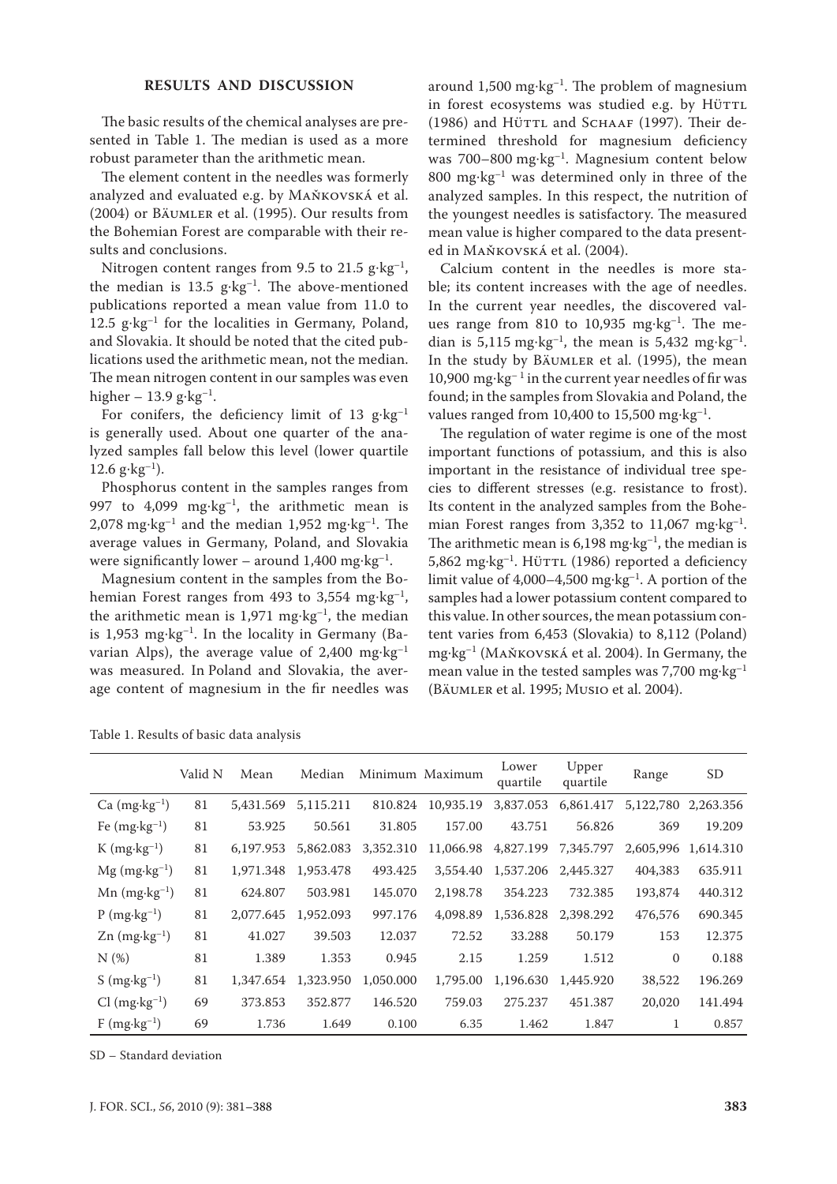## RESULTS AND DISCUSSION

The basic results of the chemical analyses are presented in Table 1. The median is used as a more robust parameter than the arithmetic mean.

The element content in the needles was formerly analyzed and evaluated e.g. by Maňkovská et al. (2004) or Bäumler et al. (1995). Our results from the Bohemian Forest are comparable with their results and conclusions.

Nitrogen content ranges from 9.5 to 21.5 $g \cdot kg^{-1}$, the median is 13.5 $g \cdot kg^{-1}$. The above-mentioned publications reported a mean value from 11.0 to 12.5 $g \cdot kg^{-1}$ for the localities in Germany, Poland, and Slovakia. It should be noted that the cited publications used the arithmetic mean, not the median. The mean nitrogen content in our samples was even higher – 13.9 $g \cdot kg^{-1}$.

For conifers, the deficiency limit of 13 $g \cdot kg^{-1}$ is generally used. About one quarter of the analyzed samples fall below this level (lower quartile 12.6 $g \cdot kg^{-1}$).

Phosphorus content in the samples ranges from 997 to 4,099 $mg \cdot kg^{-1}$, the arithmetic mean is 2,078 $mg \cdot kg^{-1}$ and the median 1,952 $mg \cdot kg^{-1}$. The average values in Germany, Poland, and Slovakia were significantly lower – around 1,400 $mg \cdot kg^{-1}$.

Magnesium content in the samples from the Bohemian Forest ranges from 493 to 3,554 $mg \cdot kg^{-1}$, the arithmetic mean is 1,971 $mg \cdot kg^{-1}$, the median is 1,953 $mg \cdot kg^{-1}$. In the locality in Germany (Bavarian Alps), the average value of 2,400 $mg \cdot kg^{-1}$ was measured. In Poland and Slovakia, the average content of magnesium in the fir needles was around 1,500 $mg \cdot kg^{-1}$. The problem of magnesium in forest ecosystems was studied e.g. by Hüttl (1986) and Hüttl and Schaaf (1997). Their determined threshold for magnesium deficiency was 700–800 $mg \cdot kg^{-1}$. Magnesium content below 800 $mg \cdot kg^{-1}$ was determined only in three of the analyzed samples. In this respect, the nutrition of the youngest needles is satisfactory. The measured mean value is higher compared to the data presented in Maňkovská et al. (2004).

Calcium content in the needles is more stable; its content increases with the age of needles. In the current year needles, the discovered values range from 810 to 10,935 $mg \cdot kg^{-1}$. The median is 5,115 $mg \cdot kg^{-1}$, the mean is 5,432 $mg \cdot kg^{-1}$. In the study by Bäumler et al. (1995), the mean 10,900 $mg \cdot kg^{-1}$ in the current year needles of fir was found; in the samples from Slovakia and Poland, the values ranged from 10,400 to 15,500 $mg \cdot kg^{-1}$.

The regulation of water regime is one of the most important functions of potassium, and this is also important in the resistance of individual tree species to different stresses (e.g. resistance to frost). Its content in the analyzed samples from the Bohemian Forest ranges from 3,352 to 11,067 $mg \cdot kg^{-1}$. The arithmetic mean is 6,198 $mg \cdot kg^{-1}$, the median is 5,862 $mg \cdot kg^{-1}$. Hüttl (1986) reported a deficiency limit value of 4,000–4,500 $mg \cdot kg^{-1}$. A portion of the samples had a lower potassium content compared to this value. In other sources, the mean potassium content varies from 6,453 (Slovakia) to 8,112 (Poland) $mg \cdot kg^{-1}$ (Maňkovská et al. 2004). In Germany, the mean value in the tested samples was 7,700 $mg \cdot kg^{-1}$ (Bäumler et al. 1995; Musio et al. 2004).

Table 1. Results of basic data analysis

| | Valid N | Mean | Median | Minimum | Maximum | Lower quartile | Upper quartile | Range | SD |
|---|---|---|---|---|---|---|---|---|---|
| Ca ($mg \cdot kg^{-1}$) | 81 | 5,431.569 | 5,115.211 | 810.824 | 10,935.19 | 3,837.053 | 6,861.417 | 5,122,780 | 2,263.356 |
| Fe ($mg \cdot kg^{-1}$) | 81 | 53.925 | 50.561 | 31.805 | 157.00 | 43.751 | 56.826 | 369 | 19.209 |
| K ($mg \cdot kg^{-1}$) | 81 | 6,197.953 | 5,862.083 | 3,352.310 | 11,066.98 | 4,827.199 | 7,345.797 | 2,605,996 | 1,614.310 |
| Mg ($mg \cdot kg^{-1}$) | 81 | 1,971.348 | 1,953.478 | 493.425 | 3,554.40 | 1,537.206 | 2,445.327 | 404,383 | 635.911 |
| Mn ($mg \cdot kg^{-1}$) | 81 | 624.807 | 503.981 | 145.070 | 2,198.78 | 354.223 | 732.385 | 193,874 | 440.312 |
| P ($mg \cdot kg^{-1}$) | 81 | 2,077.645 | 1,952.093 | 997.176 | 4,098.89 | 1,536.828 | 2,398.292 | 476,576 | 690.345 |
| Zn ($mg \cdot kg^{-1}$) | 81 | 41.027 | 39.503 | 12.037 | 72.52 | 33.288 | 50.179 | 153 | 12.375 |
| N (%) | 81 | 1.389 | 1.353 | 0.945 | 2.15 | 1.259 | 1.512 | 0 | 0.188 |
| S ($mg \cdot kg^{-1}$) | 81 | 1,347.654 | 1,323.950 | 1,050.000 | 1,795.00 | 1,196.630 | 1,445.920 | 38,522 | 196.269 |
| Cl ($mg \cdot kg^{-1}$) | 69 | 373.853 | 352.877 | 146.520 | 759.03 | 275.237 | 451.387 | 20,020 | 141.494 |
| F ($mg \cdot kg^{-1}$) | 69 | 1.736 | 1.649 | 0.100 | 6.35 | 1.462 | 1.847 | 1 | 0.857 |

SD – Standard deviation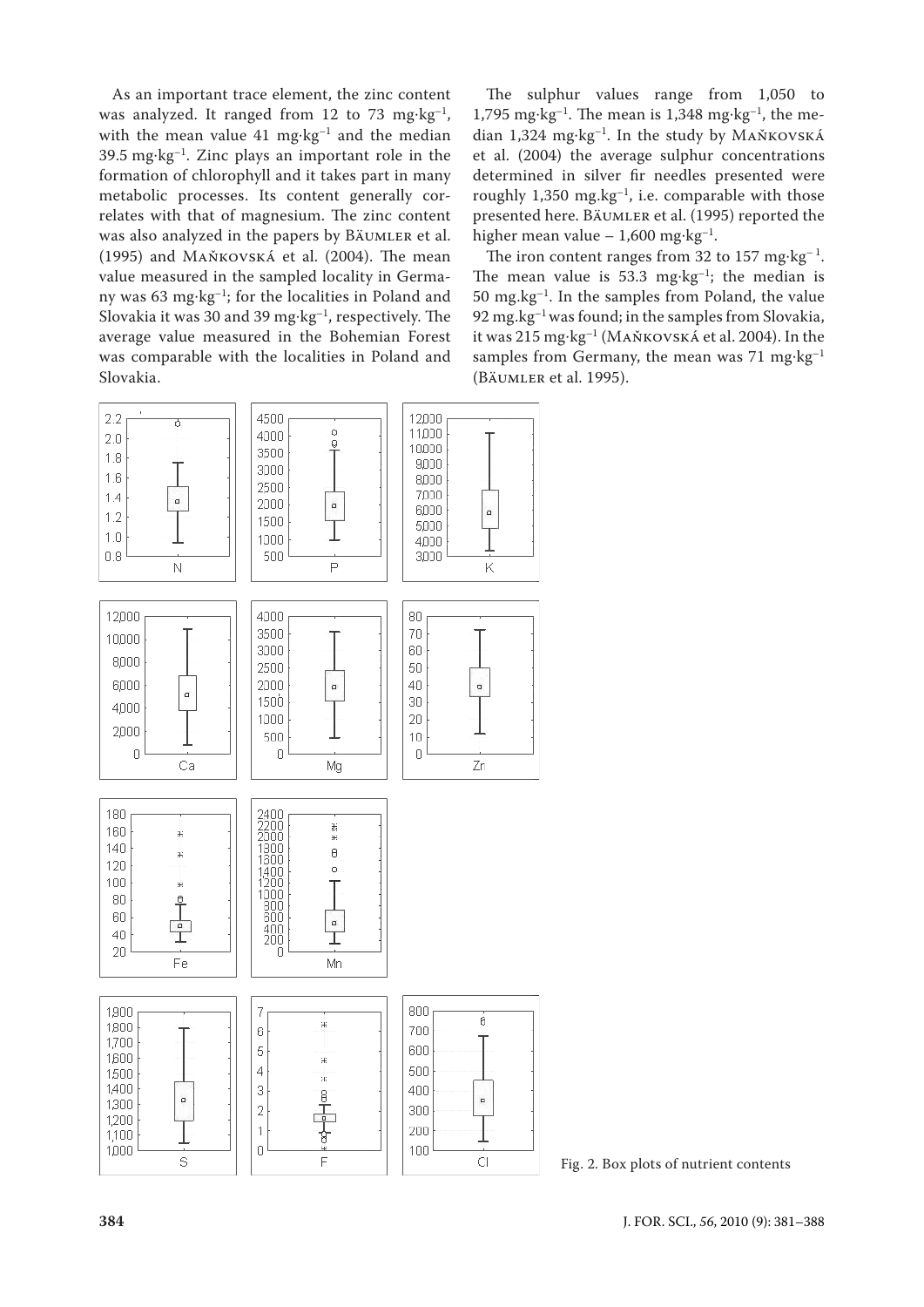As an important trace element, the zinc content was analyzed. It ranged from 12 to 73 mg·kg$^{-1}$, with the mean value 41 mg·kg$^{-1}$ and the median 39.5 mg·kg$^{-1}$. Zinc plays an important role in the formation of chlorophyll and it takes part in many metabolic processes. Its content generally correlates with that of magnesium. The zinc content was also analyzed in the papers by Bäumler et al. (1995) and Maňkovská et al. (2004). The mean value measured in the sampled locality in Germany was 63 mg·kg$^{-1}$; for the localities in Poland and Slovakia it was 30 and 39 mg·kg$^{-1}$, respectively. The average value measured in the Bohemian Forest was comparable with the localities in Poland and Slovakia.

The sulphur values range from 1,050 to 1,795 mg·kg$^{-1}$. The mean is 1,348 mg·kg$^{-1}$, the median 1,324 mg·kg$^{-1}$. In the study by Maňkovská et al. (2004) the average sulphur concentrations determined in silver fir needles presented were roughly 1,350 mg.kg$^{-1}$, i.e. comparable with those presented here. Bäumler et al. (1995) reported the higher mean value – 1,600 mg·kg$^{-1}$.

The iron content ranges from 32 to 157 mg·kg$^{-1}$. The mean value is 53.3 mg·kg$^{-1}$; the median is 50 mg.kg$^{-1}$. In the samples from Poland, the value 92 mg.kg$^{-1}$ was found; in the samples from Slovakia, it was 215 mg·kg$^{-1}$ (Maňkovská et al. 2004). In the samples from Germany, the mean was 71 mg·kg$^{-1}$ (Bäumler et al. 1995).

Fig. 2. Box plots of nutrient contents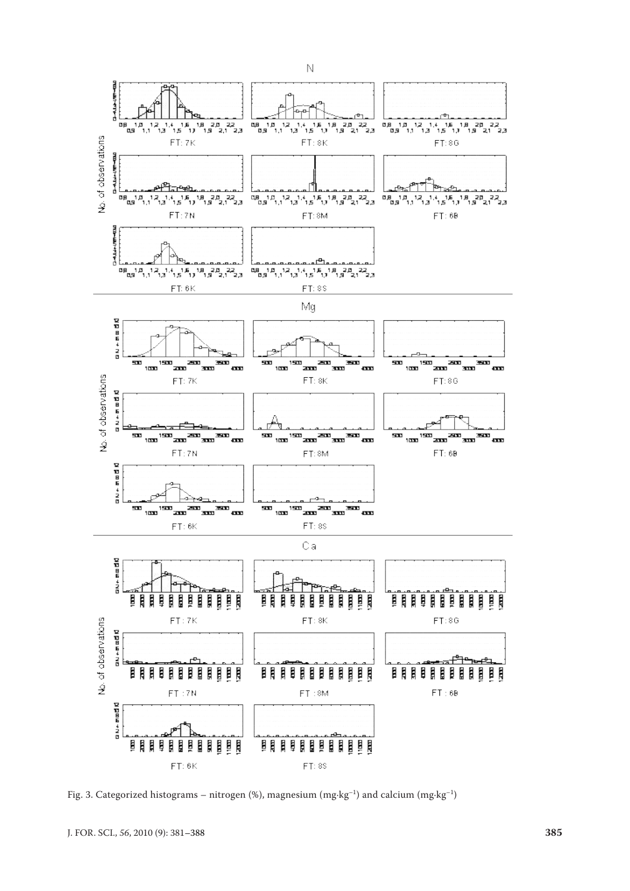Fig. 3. Categorized histograms – nitrogen (%), magnesium ($mg \cdot kg^{-1}$) and calcium ($mg \cdot kg^{-1}$)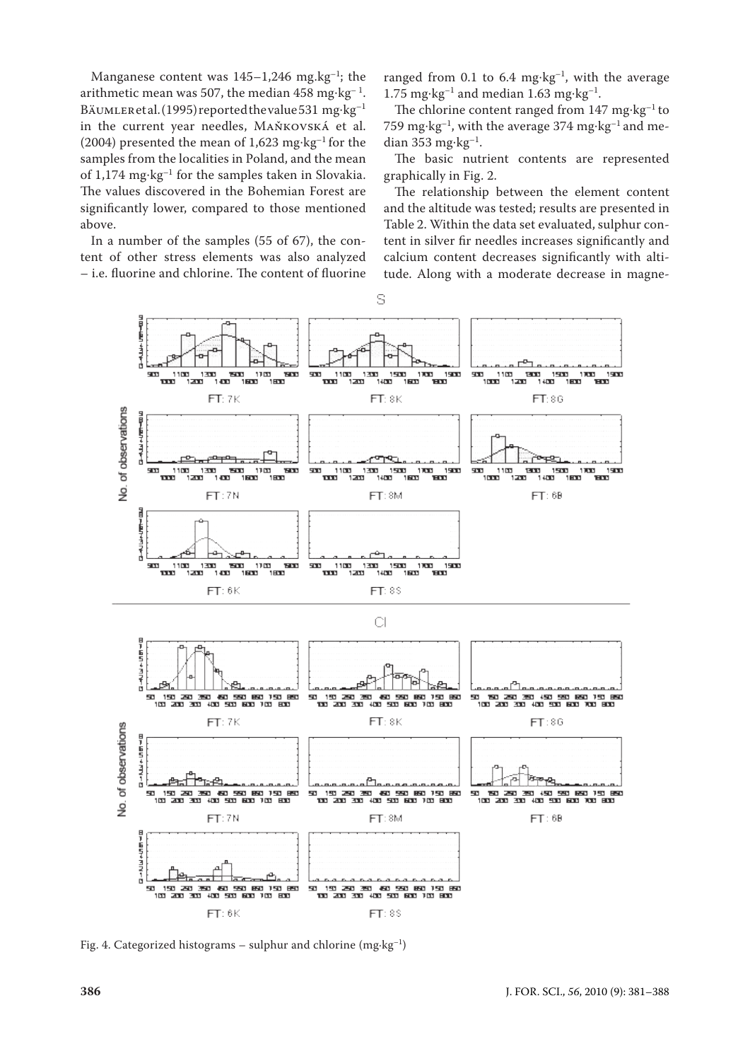Manganese content was 145–1,246 mg.kg$^{-1}$; the arithmetic mean was 507, the median 458 mg·kg$^{-1}$. Bäumler et al. (1995) reported the value 531 mg·kg$^{-1}$ in the current year needles, Maňkovská et al. (2004) presented the mean of 1,623 mg·kg$^{-1}$ for the samples from the localities in Poland, and the mean of 1,174 mg·kg$^{-1}$ for the samples taken in Slovakia. The values discovered in the Bohemian Forest are significantly lower, compared to those mentioned above.

In a number of the samples (55 of 67), the content of other stress elements was also analyzed – i.e. fluorine and chlorine. The content of fluorine ranged from 0.1 to 6.4 mg·kg$^{-1}$, with the average 1.75 mg·kg$^{-1}$ and median 1.63 mg·kg$^{-1}$.

The chlorine content ranged from 147 mg·kg$^{-1}$ to 759 mg·kg$^{-1}$, with the average 374 mg·kg$^{-1}$ and median 353 mg·kg$^{-1}$.

The basic nutrient contents are represented graphically in Fig. 2.

The relationship between the element content and the altitude was tested; results are presented in Table 2. Within the data set evaluated, sulphur content in silver fir needles increases significantly and calcium content decreases significantly with altitude. Along with a moderate decrease in magne-

Fig. 4. Categorized histograms – sulphur and chlorine (mg·kg$^{-1}$)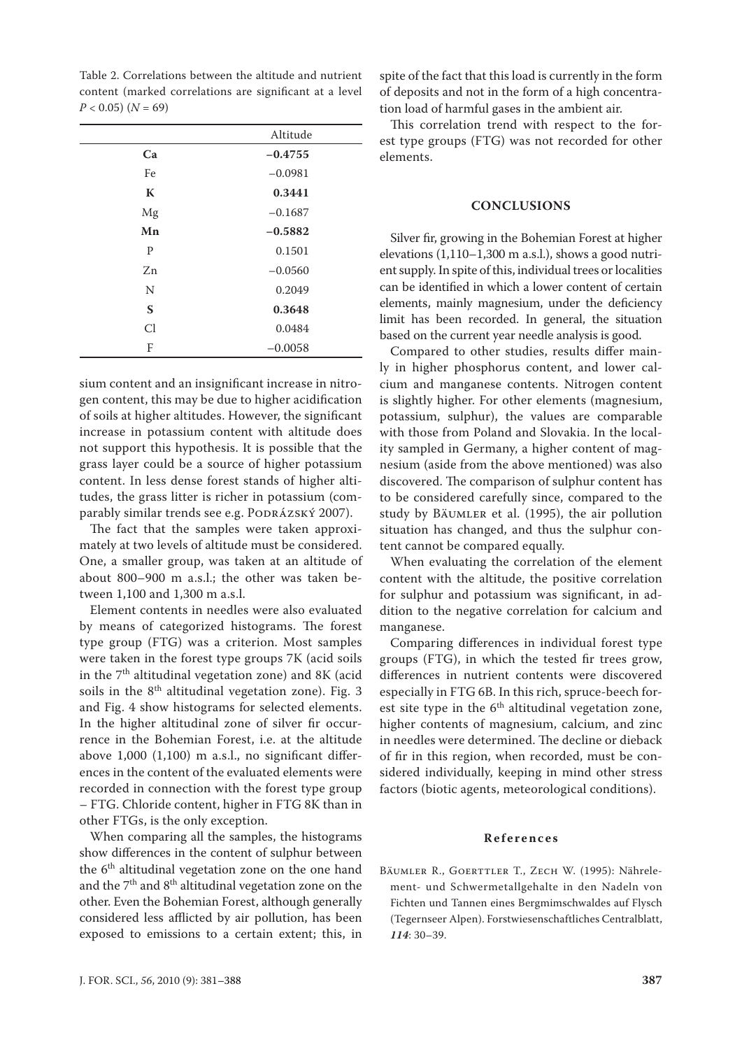Table 2. Correlations between the altitude and nutrient content (marked correlations are significant at a level $P < 0.05$) ($N = 69$)

| | Altitude |
|---|---|
| **Ca** | **–0.4755** |
| Fe | –0.0981 |
| **K** | **0.3441** |
| Mg | –0.1687 |
| **Mn** | **–0.5882** |
| P | 0.1501 |
| Zn | –0.0560 |
| N | 0.2049 |
| **S** | **0.3648** |
| Cl | 0.0484 |
| F | –0.0058 |

sium content and an insignificant increase in nitrogen content, this may be due to higher acidification of soils at higher altitudes. However, the significant increase in potassium content with altitude does not support this hypothesis. It is possible that the grass layer could be a source of higher potassium content. In less dense forest stands of higher altitudes, the grass litter is richer in potassium (comparably similar trends see e.g. Podrázský 2007).

The fact that the samples were taken approximately at two levels of altitude must be considered. One, a smaller group, was taken at an altitude of about 800–900 m a.s.l.; the other was taken between 1,100 and 1,300 m a.s.l.

Element contents in needles were also evaluated by means of categorized histograms. The forest type group (FTG) was a criterion. Most samples were taken in the forest type groups 7K (acid soils in the 7th altitudinal vegetation zone) and 8K (acid soils in the 8th altitudinal vegetation zone). Fig. 3 and Fig. 4 show histograms for selected elements. In the higher altitudinal zone of silver fir occurrence in the Bohemian Forest, i.e. at the altitude above 1,000 (1,100) m a.s.l., no significant differences in the content of the evaluated elements were recorded in connection with the forest type group – FTG. Chloride content, higher in FTG 8K than in other FTGs, is the only exception.

When comparing all the samples, the histograms show differences in the content of sulphur between the 6th altitudinal vegetation zone on the one hand and the 7th and 8th altitudinal vegetation zone on the other. Even the Bohemian Forest, although generally considered less afflicted by air pollution, has been exposed to emissions to a certain extent; this, in spite of the fact that this load is currently in the form of deposits and not in the form of a high concentration load of harmful gases in the ambient air.

This correlation trend with respect to the forest type groups (FTG) was not recorded for other elements.

## CONCLUSIONS

Silver fir, growing in the Bohemian Forest at higher elevations (1,110–1,300 m a.s.l.), shows a good nutrient supply. In spite of this, individual trees or localities can be identified in which a lower content of certain elements, mainly magnesium, under the deficiency limit has been recorded. In general, the situation based on the current year needle analysis is good.

Compared to other studies, results differ mainly in higher phosphorus content, and lower calcium and manganese contents. Nitrogen content is slightly higher. For other elements (magnesium, potassium, sulphur), the values are comparable with those from Poland and Slovakia. In the locality sampled in Germany, a higher content of magnesium (aside from the above mentioned) was also discovered. The comparison of sulphur content has to be considered carefully since, compared to the study by Bäumler et al. (1995), the air pollution situation has changed, and thus the sulphur content cannot be compared equally.

When evaluating the correlation of the element content with the altitude, the positive correlation for sulphur and potassium was significant, in addition to the negative correlation for calcium and manganese.

Comparing differences in individual forest type groups (FTG), in which the tested fir trees grow, differences in nutrient contents were discovered especially in FTG 6B. In this rich, spruce-beech forest site type in the 6th altitudinal vegetation zone, higher contents of magnesium, calcium, and zinc in needles were determined. The decline or dieback of fir in this region, when recorded, must be considered individually, keeping in mind other stress factors (biotic agents, meteorological conditions).

### References

Bäumler R., Goerttler T., Zech W. (1995): Nährelement- und Schwermetallgehalte in den Nadeln von Fichten und Tannen eines Bergmimschwaldes auf Flysch (Tegernseer Alpen). Forstwiesenschaftliches Centralblatt, *114*: 30–39.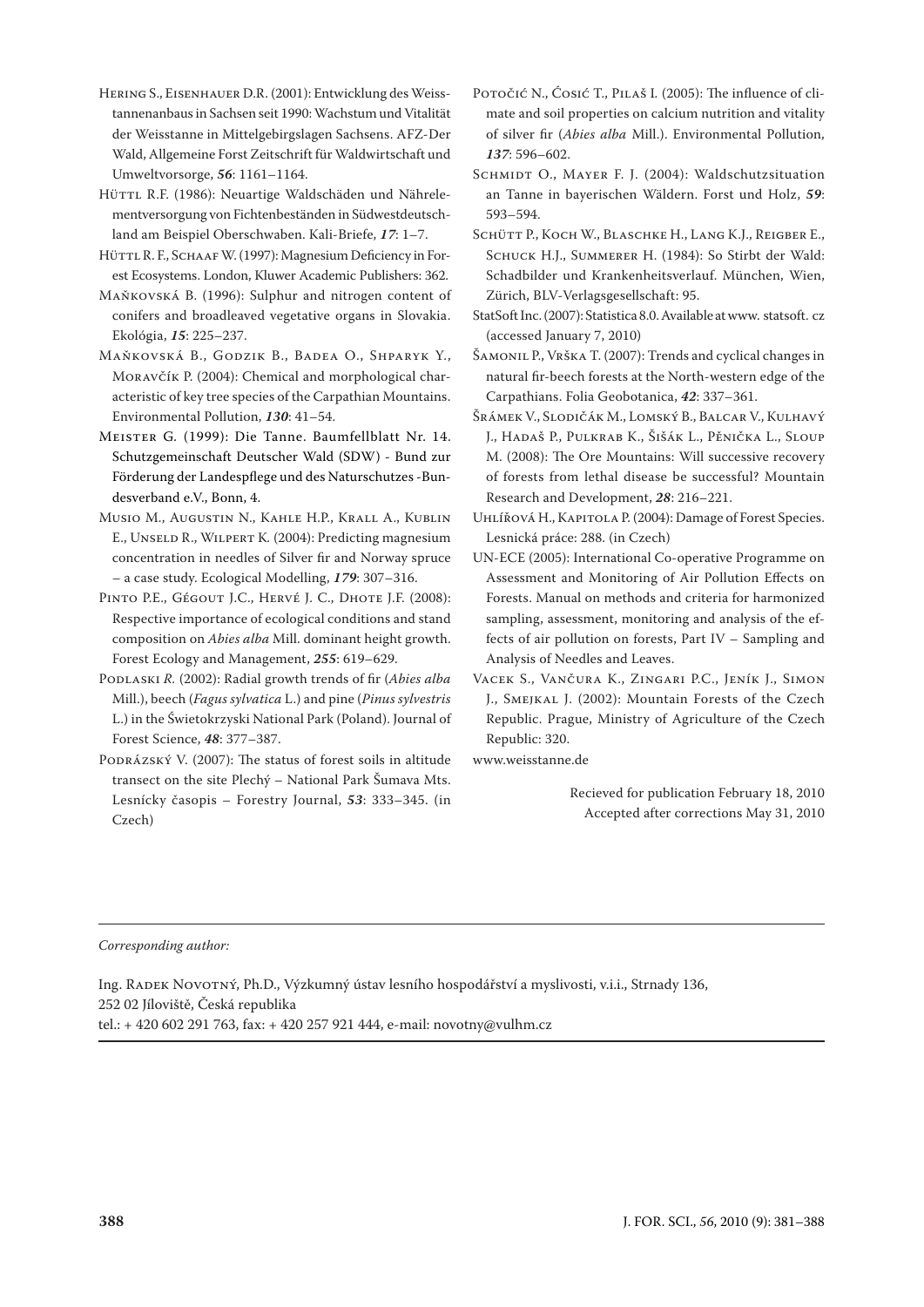Hering S., Eisenhauer D.R. (2001): Entwicklung des Weisstannenanbaus in Sachsen seit 1990: Wachstum und Vitalität der Weisstanne in Mittelgebirgslagen Sachsens. AFZ-Der Wald, Allgemeine Forst Zeitschrift für Waldwirtschaft und Umweltvorsorge, ***56***: 1161–1164.

Hüttl R.F. (1986): Neuartige Waldschäden und Nährelementversorgung von Fichtenbeständen in Südwestdeutschland am Beispiel Oberschwaben. Kali-Briefe, ***17***: 1–7.

Hüttl R. F., Schaaf W. (1997): Magnesium Deficiency in Forest Ecosystems. London, Kluwer Academic Publishers: 362.

Maňkovská B. (1996): Sulphur and nitrogen content of conifers and broadleaved vegetative organs in Slovakia. Ekológia, ***15***: 225–237.

Maňkovská B., Godzik B., Badea O., Shparyk Y., Moravčík P. (2004): Chemical and morphological characteristic of key tree species of the Carpathian Mountains. Environmental Pollution, ***130***: 41–54.

Meister G. (1999): Die Tanne. Baumfellblatt Nr. 14. Schutzgemeinschaft Deutscher Wald (SDW) - Bund zur Förderung der Landespflege und des Naturschutzes -Bundesverband e.V., Bonn, 4.

Musio M., Augustin N., Kahle H.P., Krall A., Kublin E., Unseld R., Wilpert K. (2004): Predicting magnesium concentration in needles of Silver fir and Norway spruce – a case study. Ecological Modelling, ***179***: 307–316.

Pinto P.E., Gégout J.C., Hervé J. C., Dhote J.F. (2008): Respective importance of ecological conditions and stand composition on *Abies alba* Mill. dominant height growth. Forest Ecology and Management, ***255***: 619–629.

Podlaski *R.* (2002): Radial growth trends of fir (*Abies alba* Mill.), beech (*Fagus sylvatica* L.) and pine (*Pinus sylvestris* L.) in the Świetokrzyski National Park (Poland). Journal of Forest Science, ***48***: 377–387.

Podrázský V. (2007): The status of forest soils in altitude transect on the site Plechý – National Park Šumava Mts. Lesnícky časopis – Forestry Journal, ***53***: 333–345. (in Czech)

Potočić N., Ćosić T., Pilaš I. (2005): The influence of climate and soil properties on calcium nutrition and vitality of silver fir (*Abies alba* Mill.). Environmental Pollution, ***137***: 596–602.

Schmidt O., Mayer F. J. (2004): Waldschutzsituation an Tanne in bayerischen Wäldern. Forst und Holz, ***59***: 593–594.

Schütt P., Koch W., Blaschke H., Lang K.J., Reigber E., Schuck H.J., Summerer H. (1984): So Stirbt der Wald: Schadbilder und Krankenheitsverlauf. München, Wien, Zürich, BLV-Verlagsgesellschaft: 95.

StatSoft Inc. (2007): Statistica 8.0. Available at www. statsoft. cz (accessed January 7, 2010)

Šamonil P., Vrška T. (2007): Trends and cyclical changes in natural fir-beech forests at the North-western edge of the Carpathians. Folia Geobotanica, ***42***: 337–361.

Šrámek V., Slodičák M., Lomský B., Balcar V., Kulhavý J., Hadaš P., Pulkrab K., Šišák L., Pěnička L., Sloup M. (2008): The Ore Mountains: Will successive recovery of forests from lethal disease be successful? Mountain Research and Development, ***28***: 216–221.

Uhlířová H., Kapitola P. (2004): Damage of Forest Species. Lesnická práce: 288. (in Czech)

UN-ECE (2005): International Co-operative Programme on Assessment and Monitoring of Air Pollution Effects on Forests. Manual on methods and criteria for harmonized sampling, assessment, monitoring and analysis of the effects of air pollution on forests, Part IV – Sampling and Analysis of Needles and Leaves.

Vacek S., Vančura K., Zingari P.C., Jeník J., Simon J., Smejkal J. (2002): Mountain Forests of the Czech Republic. Prague, Ministry of Agriculture of the Czech Republic: 320.

www.weisstanne.de

Recieved for publication February 18, 2010
Accepted after corrections May 31, 2010

*Corresponding author:*

Ing. Radek Novotný, Ph.D., Výzkumný ústav lesního hospodářství a myslivosti, v.i.i., Strnady 136, 252 02 Jíloviště, Česká republika
tel.: + 420 602 291 763, fax: + 420 257 921 444, e-mail: novotny@vulhm.cz